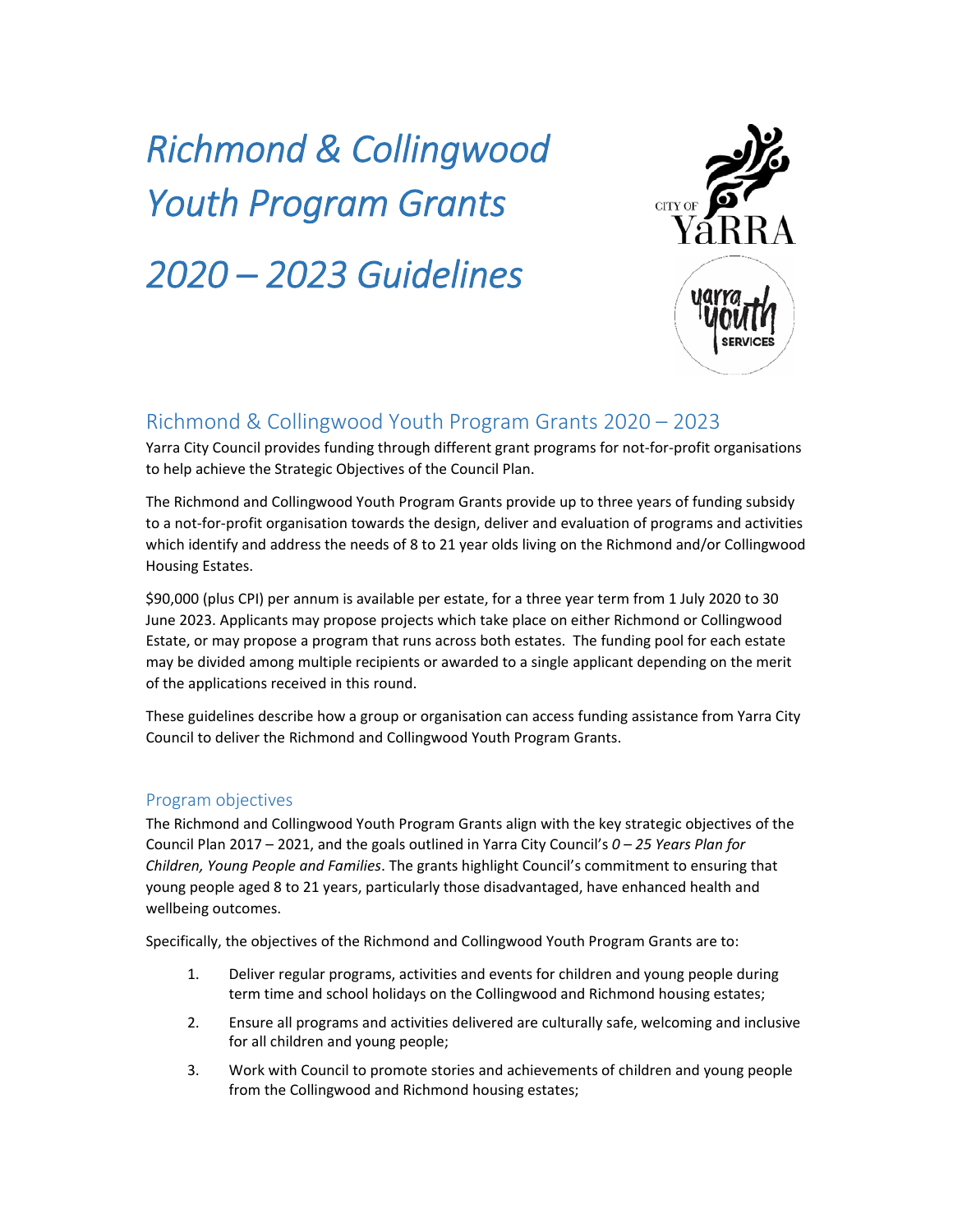# *Richmond & Collingwood Youth Program Grants 2020 – 2023 Guidelines*

## Richmond & Collingwood Youth Program Grants 2020 – 2023

Yarra City Council provides funding through different grant programs for not-for-profit organisations to help achieve the Strategic Objectives of the Council Plan.

The Richmond and Collingwood Youth Program Grants provide up to three years of funding subsidy to a not-for-profit organisation towards the design, deliver and evaluation of programs and activities which identify and address the needs of 8 to 21 year olds living on the Richmond and/or Collingwood Housing Estates.

$90,000 (plus CPI) per annum is available per estate, for a three year term from 1 July 2020 to 30 June 2023. Applicants may propose projects which take place on either Richmond or Collingwood Estate, or may propose a program that runs across both estates. The funding pool for each estate may be divided among multiple recipients or awarded to a single applicant depending on the merit of the applications received in this round.

These guidelines describe how a group or organisation can access funding assistance from Yarra City Council to deliver the Richmond and Collingwood Youth Program Grants.

### Program objectives

The Richmond and Collingwood Youth Program Grants align with the key strategic objectives of the Council Plan 2017 – 2021, and the goals outlined in Yarra City Council's *0 – 25 Years Plan for Children, Young People and Families*. The grants highlight Council's commitment to ensuring that young people aged 8 to 21 years, particularly those disadvantaged, have enhanced health and wellbeing outcomes.

Specifically, the objectives of the Richmond and Collingwood Youth Program Grants are to:

1. Deliver regular programs, activities and events for children and young people during term time and school holidays on the Collingwood and Richmond housing estates;
2. Ensure all programs and activities delivered are culturally safe, welcoming and inclusive for all children and young people;
3. Work with Council to promote stories and achievements of children and young people from the Collingwood and Richmond housing estates;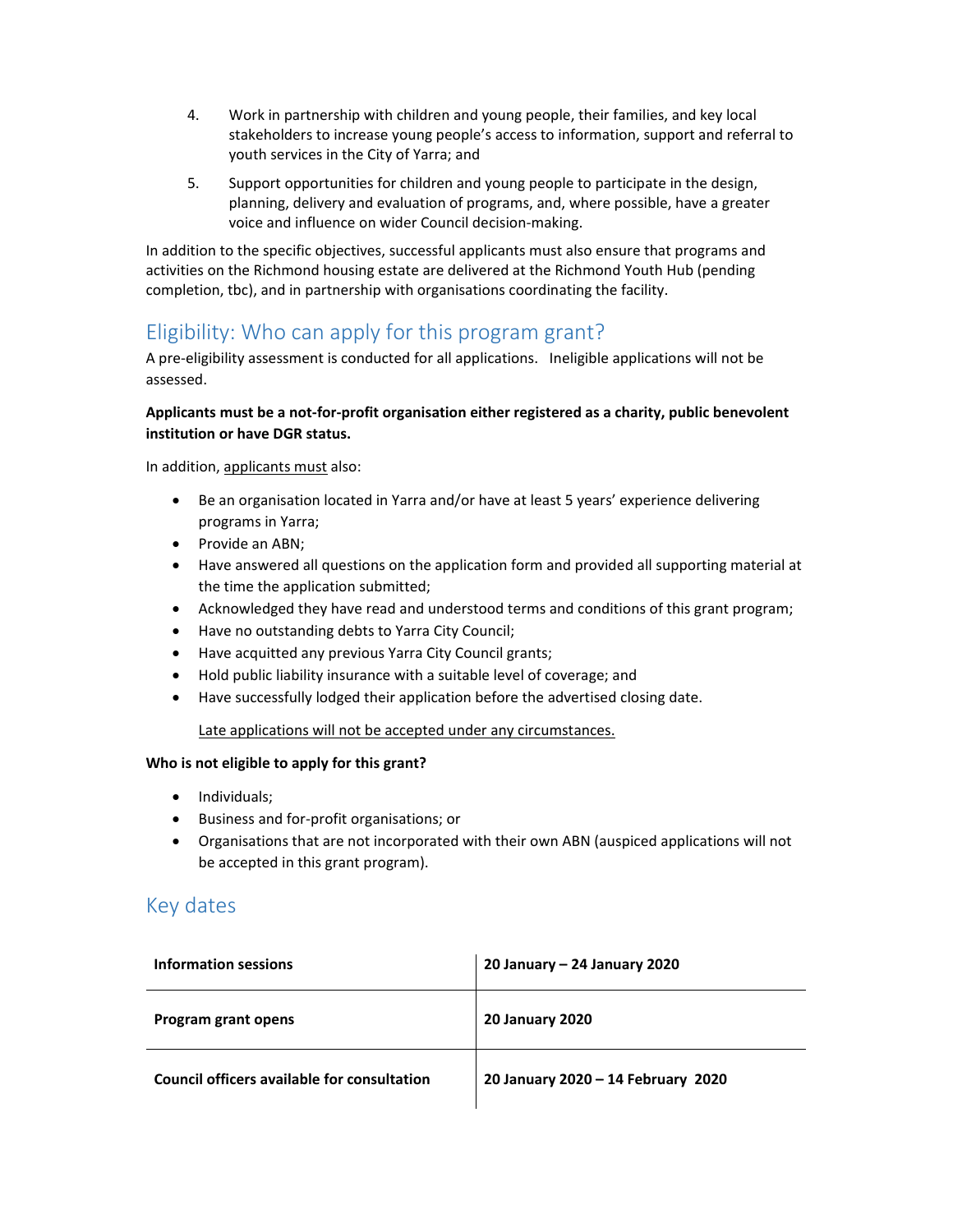4. Work in partnership with children and young people, their families, and key local stakeholders to increase young people's access to information, support and referral to youth services in the City of Yarra; and

5. Support opportunities for children and young people to participate in the design, planning, delivery and evaluation of programs, and, where possible, have a greater voice and influence on wider Council decision-making.

In addition to the specific objectives, successful applicants must also ensure that programs and activities on the Richmond housing estate are delivered at the Richmond Youth Hub (pending completion, tbc), and in partnership with organisations coordinating the facility.

## Eligibility: Who can apply for this program grant?

A pre-eligibility assessment is conducted for all applications. Ineligible applications will not be assessed.

**Applicants must be a not-for-profit organisation either registered as a charity, public benevolent institution or have DGR status.**

In addition, applicants must also:

- Be an organisation located in Yarra and/or have at least 5 years' experience delivering programs in Yarra;
- Provide an ABN;
- Have answered all questions on the application form and provided all supporting material at the time the application submitted;
- Acknowledged they have read and understood terms and conditions of this grant program;
- Have no outstanding debts to Yarra City Council;
- Have acquitted any previous Yarra City Council grants;
- Hold public liability insurance with a suitable level of coverage; and
- Have successfully lodged their application before the advertised closing date.

  Late applications will not be accepted under any circumstances.

**Who is not eligible to apply for this grant?**

- Individuals;
- Business and for-profit organisations; or
- Organisations that are not incorporated with their own ABN (auspiced applications will not be accepted in this grant program).

## Key dates

| | |
|---|---|
| **Information sessions** | **20 January – 24 January 2020** |
| **Program grant opens** | **20 January 2020** |
| **Council officers available for consultation** | **20 January 2020 – 14 February 2020** |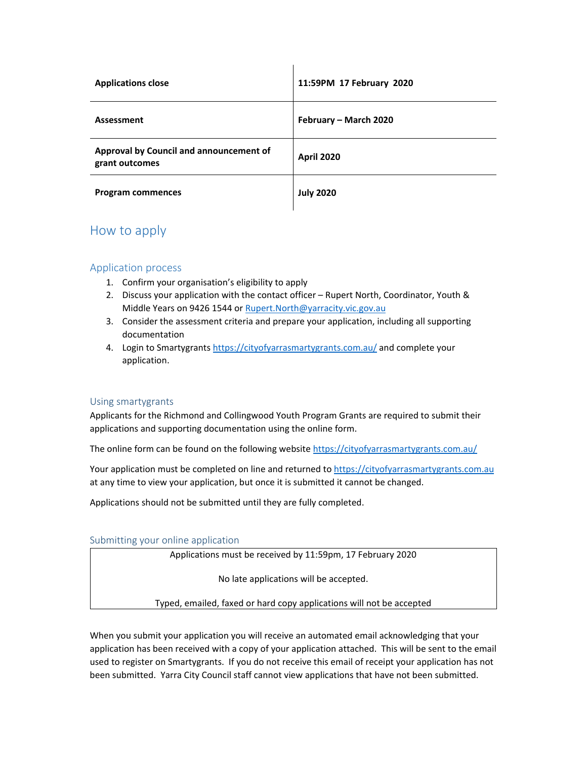| | |
|---|---|
| **Applications close** | **11:59PM 17 February 2020** |
| **Assessment** | **February – March 2020** |
| **Approval by Council and announcement of grant outcomes** | **April 2020** |
| **Program commences** | **July 2020** |

# How to apply

## Application process

1. Confirm your organisation's eligibility to apply
2. Discuss your application with the contact officer – Rupert North, Coordinator, Youth & Middle Years on 9426 1544 or Rupert.North@yarracity.vic.gov.au
3. Consider the assessment criteria and prepare your application, including all supporting documentation
4. Login to Smartygrants https://cityofyarrasmartygrants.com.au/ and complete your application.

## Using smartygrants

Applicants for the Richmond and Collingwood Youth Program Grants are required to submit their applications and supporting documentation using the online form.

The online form can be found on the following website https://cityofyarrasmartygrants.com.au/

Your application must be completed on line and returned to https://cityofyarrasmartygrants.com.au at any time to view your application, but once it is submitted it cannot be changed.

Applications should not be submitted until they are fully completed.

## Submitting your online application

| |
|---|
| Applications must be received by 11:59pm, 17 February 2020<br><br>No late applications will be accepted.<br><br>Typed, emailed, faxed or hard copy applications will not be accepted |

When you submit your application you will receive an automated email acknowledging that your application has been received with a copy of your application attached. This will be sent to the email used to register on Smartygrants. If you do not receive this email of receipt your application has not been submitted. Yarra City Council staff cannot view applications that have not been submitted.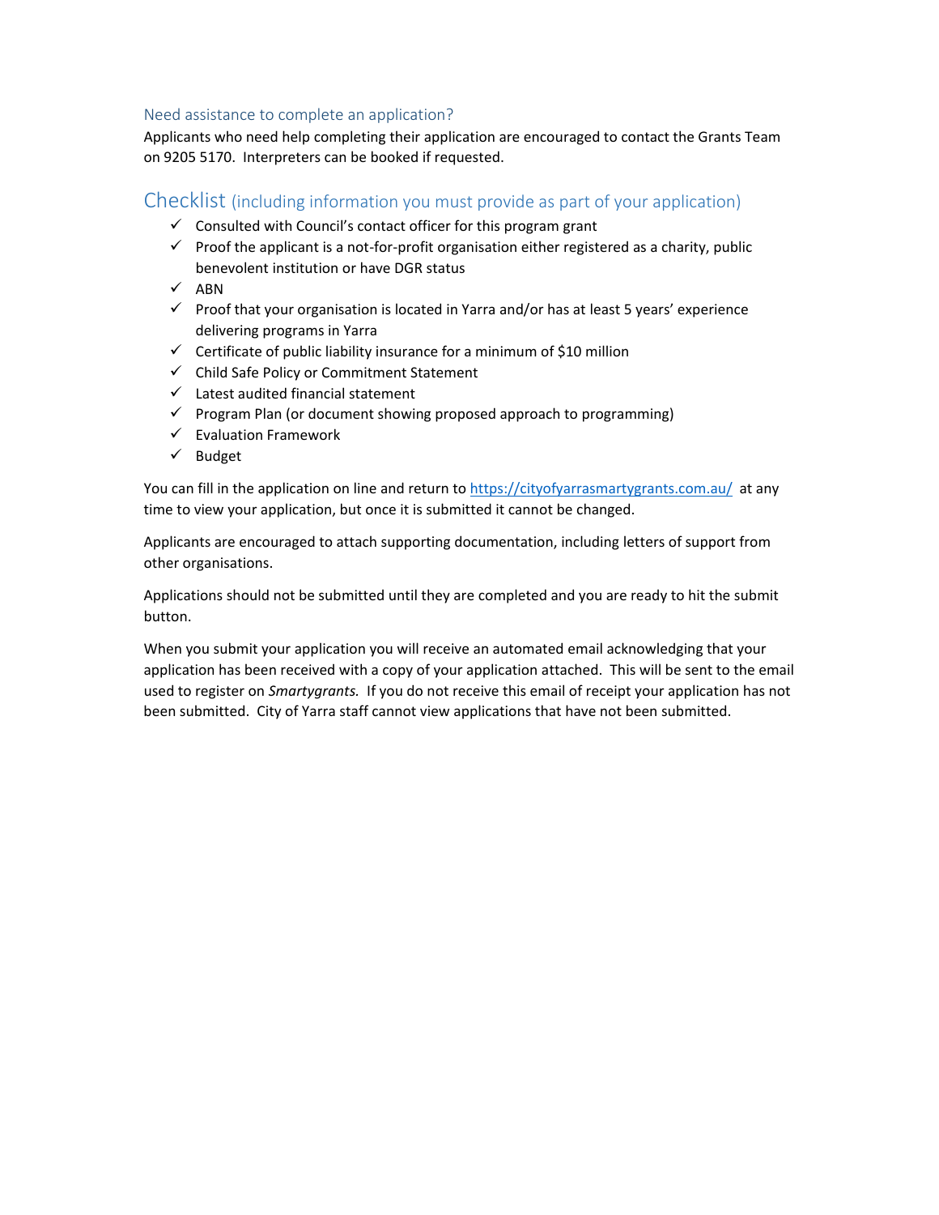### Need assistance to complete an application?

Applicants who need help completing their application are encouraged to contact the Grants Team on 9205 5170. Interpreters can be booked if requested.

## Checklist (including information you must provide as part of your application)

- ✓ Consulted with Council's contact officer for this program grant
- ✓ Proof the applicant is a not-for-profit organisation either registered as a charity, public benevolent institution or have DGR status
- ✓ ABN
- ✓ Proof that your organisation is located in Yarra and/or has at least 5 years' experience delivering programs in Yarra
- ✓ Certificate of public liability insurance for a minimum of $10 million
- ✓ Child Safe Policy or Commitment Statement
- ✓ Latest audited financial statement
- ✓ Program Plan (or document showing proposed approach to programming)
- ✓ Evaluation Framework
- ✓ Budget

You can fill in the application on line and return to [https://cityofyarrasmartygrants.com.au/](https://cityofyarrasmartygrants.com.au/) at any time to view your application, but once it is submitted it cannot be changed.

Applicants are encouraged to attach supporting documentation, including letters of support from other organisations.

Applications should not be submitted until they are completed and you are ready to hit the submit button.

When you submit your application you will receive an automated email acknowledging that your application has been received with a copy of your application attached. This will be sent to the email used to register on *Smartygrants*. If you do not receive this email of receipt your application has not been submitted. City of Yarra staff cannot view applications that have not been submitted.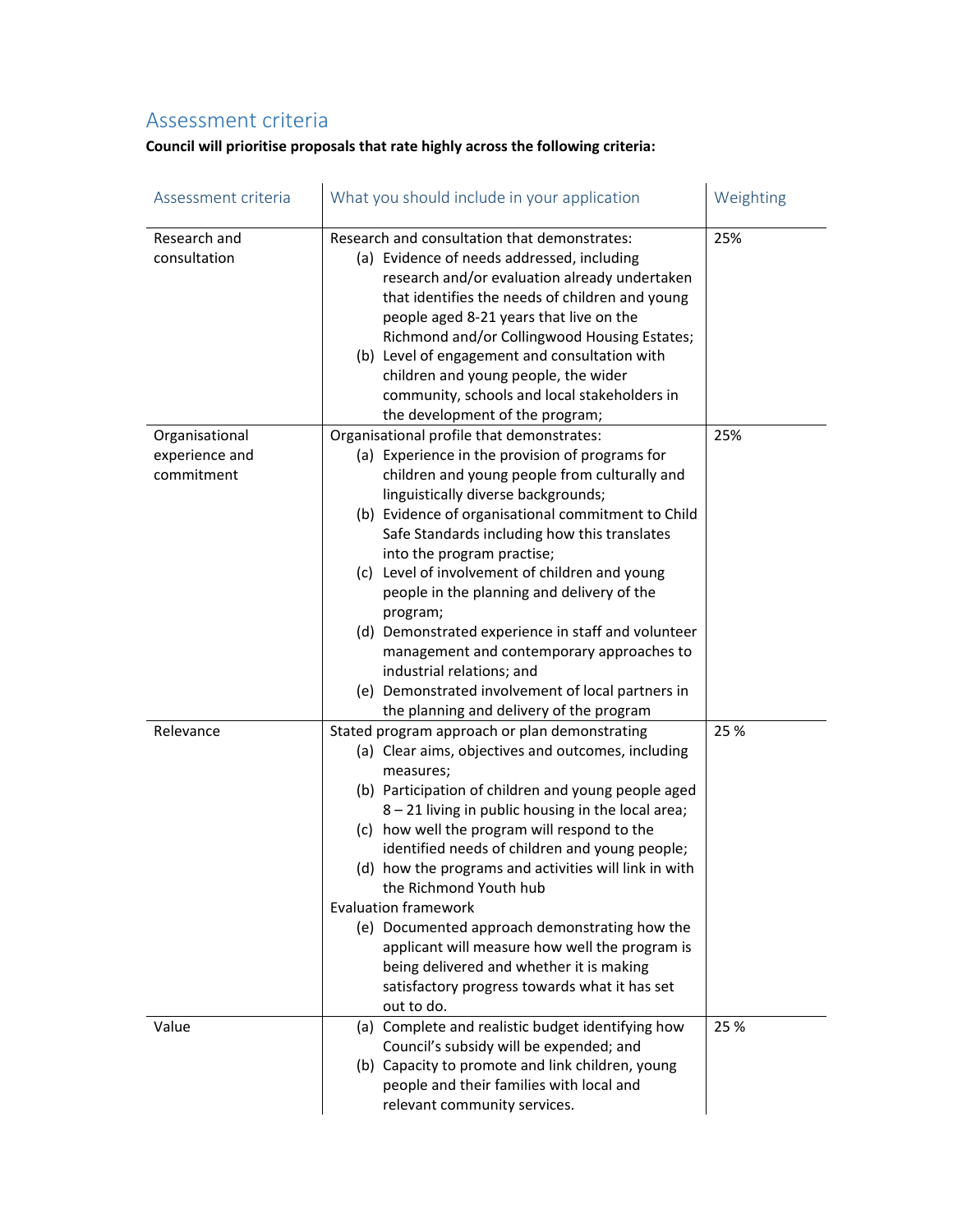## Assessment criteria

**Council will prioritise proposals that rate highly across the following criteria:**

| Assessment criteria | What you should include in your application | Weighting |
|---|---|---|
| Research and consultation | Research and consultation that demonstrates:<br>(a) Evidence of needs addressed, including research and/or evaluation already undertaken that identifies the needs of children and young people aged 8-21 years that live on the Richmond and/or Collingwood Housing Estates;<br>(b) Level of engagement and consultation with children and young people, the wider community, schools and local stakeholders in the development of the program; | 25% |
| Organisational experience and commitment | Organisational profile that demonstrates:<br>(a) Experience in the provision of programs for children and young people from culturally and linguistically diverse backgrounds;<br>(b) Evidence of organisational commitment to Child Safe Standards including how this translates into the program practise;<br>(c) Level of involvement of children and young people in the planning and delivery of the program;<br>(d) Demonstrated experience in staff and volunteer management and contemporary approaches to industrial relations; and<br>(e) Demonstrated involvement of local partners in the planning and delivery of the program | 25% |
| Relevance | Stated program approach or plan demonstrating<br>(a) Clear aims, objectives and outcomes, including measures;<br>(b) Participation of children and young people aged 8 – 21 living in public housing in the local area;<br>(c) how well the program will respond to the identified needs of children and young people;<br>(d) how the programs and activities will link in with the Richmond Youth hub<br>Evaluation framework<br>(e) Documented approach demonstrating how the applicant will measure how well the program is being delivered and whether it is making satisfactory progress towards what it has set out to do. | 25 % |
| Value | (a) Complete and realistic budget identifying how Council's subsidy will be expended; and<br>(b) Capacity to promote and link children, young people and their families with local and relevant community services. | 25 % |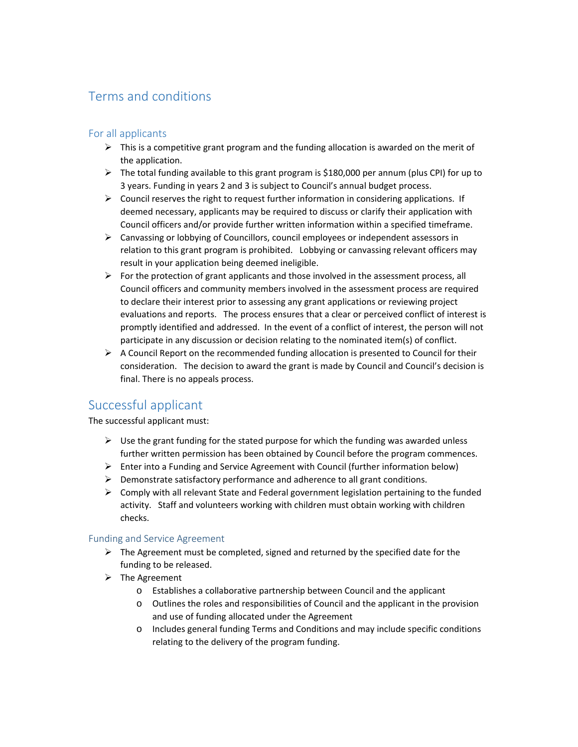# Terms and conditions

### For all applicants

- This is a competitive grant program and the funding allocation is awarded on the merit of the application.
- The total funding available to this grant program is $180,000 per annum (plus CPI) for up to 3 years. Funding in years 2 and 3 is subject to Council's annual budget process.
- Council reserves the right to request further information in considering applications. If deemed necessary, applicants may be required to discuss or clarify their application with Council officers and/or provide further written information within a specified timeframe.
- Canvassing or lobbying of Councillors, council employees or independent assessors in relation to this grant program is prohibited. Lobbying or canvassing relevant officers may result in your application being deemed ineligible.
- For the protection of grant applicants and those involved in the assessment process, all Council officers and community members involved in the assessment process are required to declare their interest prior to assessing any grant applications or reviewing project evaluations and reports. The process ensures that a clear or perceived conflict of interest is promptly identified and addressed. In the event of a conflict of interest, the person will not participate in any discussion or decision relating to the nominated item(s) of conflict.
- A Council Report on the recommended funding allocation is presented to Council for their consideration. The decision to award the grant is made by Council and Council's decision is final. There is no appeals process.

## Successful applicant

The successful applicant must:

- Use the grant funding for the stated purpose for which the funding was awarded unless further written permission has been obtained by Council before the program commences.
- Enter into a Funding and Service Agreement with Council (further information below)
- Demonstrate satisfactory performance and adherence to all grant conditions.
- Comply with all relevant State and Federal government legislation pertaining to the funded activity. Staff and volunteers working with children must obtain working with children checks.

### Funding and Service Agreement

- The Agreement must be completed, signed and returned by the specified date for the funding to be released.
- The Agreement
  - Establishes a collaborative partnership between Council and the applicant
  - Outlines the roles and responsibilities of Council and the applicant in the provision and use of funding allocated under the Agreement
  - Includes general funding Terms and Conditions and may include specific conditions relating to the delivery of the program funding.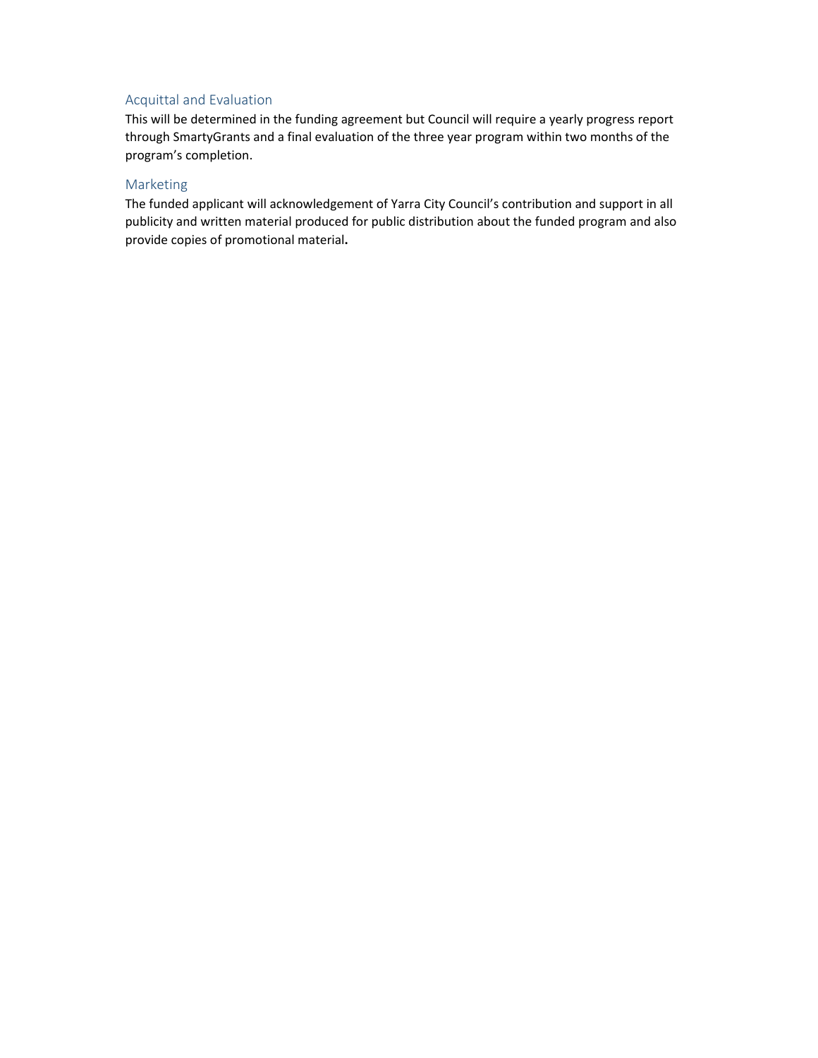## Acquittal and Evaluation

This will be determined in the funding agreement but Council will require a yearly progress report through SmartyGrants and a final evaluation of the three year program within two months of the program's completion.

## Marketing

The funded applicant will acknowledgement of Yarra City Council's contribution and support in all publicity and written material produced for public distribution about the funded program and also provide copies of promotional material**.**